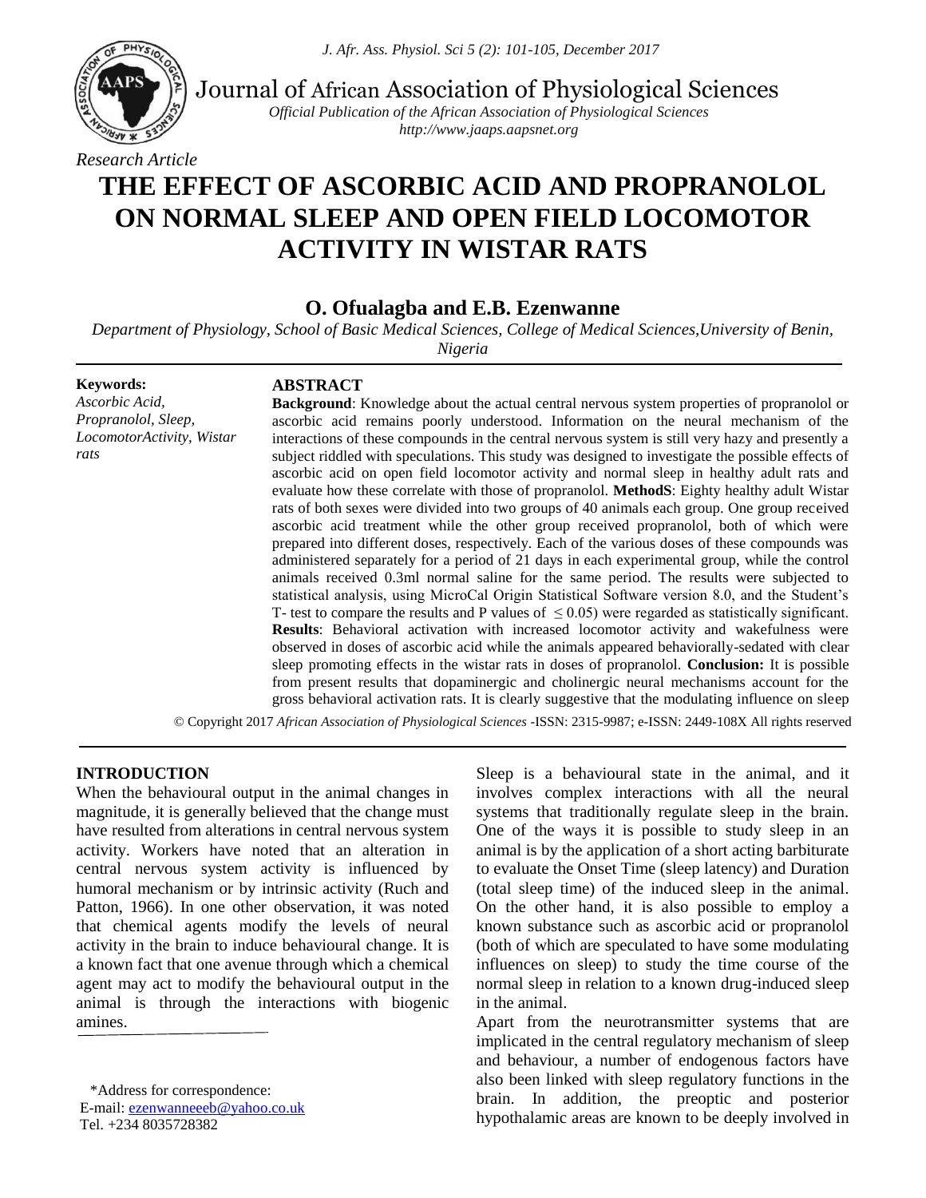Journal of African Association of Physiological Sciences

*Official Publication of the African Association of Physiological Sciences*
*http://www.jaaps.aapsnet.org*

*Research Article*

# THE EFFECT OF ASCORBIC ACID AND PROPRANOLOL ON NORMAL SLEEP AND OPEN FIELD LOCOMOTOR ACTIVITY IN WISTAR RATS

## O. Ofualagba and E.B. Ezenwanne

*Department of Physiology, School of Basic Medical Sciences, College of Medical Sciences,University of Benin, Nigeria*

**Keywords:**
*Ascorbic Acid, Propranolol, Sleep, LocomotorActivity, Wistar rats*

## ABSTRACT

**Background**: Knowledge about the actual central nervous system properties of propranolol or ascorbic acid remains poorly understood. Information on the neural mechanism of the interactions of these compounds in the central nervous system is still very hazy and presently a subject riddled with speculations. This study was designed to investigate the possible effects of ascorbic acid on open field locomotor activity and normal sleep in healthy adult rats and evaluate how these correlate with those of propranolol. **MethodS**: Eighty healthy adult Wistar rats of both sexes were divided into two groups of 40 animals each group. One group received ascorbic acid treatment while the other group received propranolol, both of which were prepared into different doses, respectively. Each of the various doses of these compounds was administered separately for a period of 21 days in each experimental group, while the control animals received 0.3ml normal saline for the same period. The results were subjected to statistical analysis, using MicroCal Origin Statistical Software version 8.0, and the Student's T- test to compare the results and P values of $\leq 0.05$) were regarded as statistically significant. **Results**: Behavioral activation with increased locomotor activity and wakefulness were observed in doses of ascorbic acid while the animals appeared behaviorally-sedated with clear sleep promoting effects in the wistar rats in doses of propranolol. **Conclusion:** It is possible from present results that dopaminergic and cholinergic neural mechanisms account for the gross behavioral activation rats. It is clearly suggestive that the modulating influence on sleep

© Copyright 2017 *African Association of Physiological Sciences* -ISSN: 2315-9987; e-ISSN: 2449-108X All rights reserved

## INTRODUCTION

When the behavioural output in the animal changes in magnitude, it is generally believed that the change must have resulted from alterations in central nervous system activity. Workers have noted that an alteration in central nervous system activity is influenced by humoral mechanism or by intrinsic activity (Ruch and Patton, 1966). In one other observation, it was noted that chemical agents modify the levels of neural activity in the brain to induce behavioural change. It is a known fact that one avenue through which a chemical agent may act to modify the behavioural output in the animal is through the interactions with biogenic amines.

Sleep is a behavioural state in the animal, and it involves complex interactions with all the neural systems that traditionally regulate sleep in the brain. One of the ways it is possible to study sleep in an animal is by the application of a short acting barbiturate to evaluate the Onset Time (sleep latency) and Duration (total sleep time) of the induced sleep in the animal. On the other hand, it is also possible to employ a known substance such as ascorbic acid or propranolol (both of which are speculated to have some modulating influences on sleep) to study the time course of the normal sleep in relation to a known drug-induced sleep in the animal.

Apart from the neurotransmitter systems that are implicated in the central regulatory mechanism of sleep and behaviour, a number of endogenous factors have also been linked with sleep regulatory functions in the brain. In addition, the preoptic and posterior hypothalamic areas are known to be deeply involved in

*Address for correspondence:
E-mail: ezenwanneeeb@yahoo.co.uk
Tel. +234 8035728382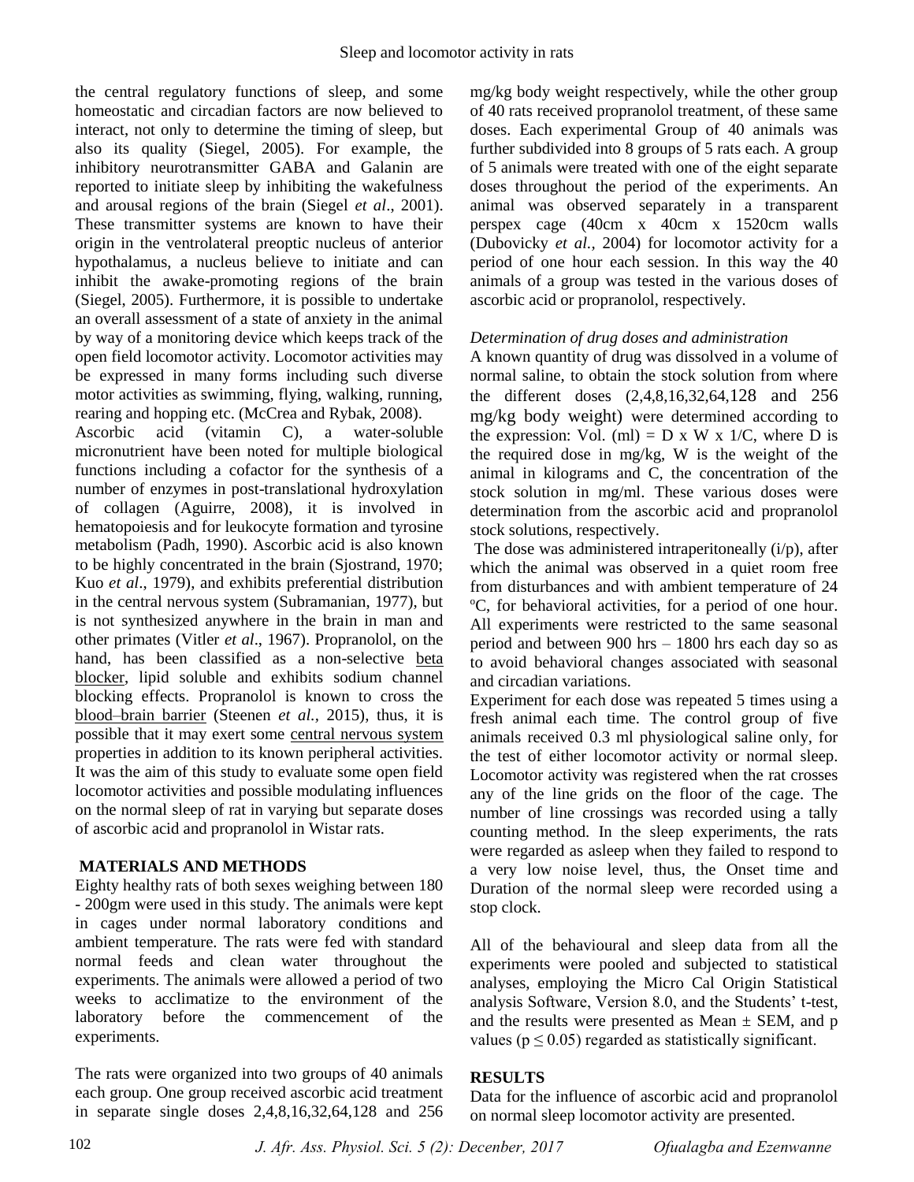the central regulatory functions of sleep, and some homeostatic and circadian factors are now believed to interact, not only to determine the timing of sleep, but also its quality (Siegel, 2005). For example, the inhibitory neurotransmitter GABA and Galanin are reported to initiate sleep by inhibiting the wakefulness and arousal regions of the brain (Siegel *et al*., 2001). These transmitter systems are known to have their origin in the ventrolateral preoptic nucleus of anterior hypothalamus, a nucleus believe to initiate and can inhibit the awake-promoting regions of the brain (Siegel, 2005). Furthermore, it is possible to undertake an overall assessment of a state of anxiety in the animal by way of a monitoring device which keeps track of the open field locomotor activity. Locomotor activities may be expressed in many forms including such diverse motor activities as swimming, flying, walking, running, rearing and hopping etc. (McCrea and Rybak, 2008).

Ascorbic acid (vitamin C), a water-soluble micronutrient have been noted for multiple biological functions including a cofactor for the synthesis of a number of enzymes in post-translational hydroxylation of collagen (Aguirre, 2008), it is involved in hematopoiesis and for leukocyte formation and tyrosine metabolism (Padh, 1990). Ascorbic acid is also known to be highly concentrated in the brain (Sjostrand, 1970; Kuo *et al*., 1979), and exhibits preferential distribution in the central nervous system (Subramanian, 1977), but is not synthesized anywhere in the brain in man and other primates (Vitler *et al*., 1967). Propranolol, on the hand, has been classified as a non-selective beta blocker, lipid soluble and exhibits sodium channel blocking effects. Propranolol is known to cross the blood–brain barrier (Steenen *et al.,* 2015), thus, it is possible that it may exert some central nervous system properties in addition to its known peripheral activities. It was the aim of this study to evaluate some open field locomotor activities and possible modulating influences on the normal sleep of rat in varying but separate doses of ascorbic acid and propranolol in Wistar rats.

## MATERIALS AND METHODS

Eighty healthy rats of both sexes weighing between 180 - 200gm were used in this study. The animals were kept in cages under normal laboratory conditions and ambient temperature. The rats were fed with standard normal feeds and clean water throughout the experiments. The animals were allowed a period of two weeks to acclimatize to the environment of the laboratory before the commencement of the experiments.

The rats were organized into two groups of 40 animals each group. One group received ascorbic acid treatment in separate single doses 2,4,8,16,32,64,128 and 256 mg/kg body weight respectively, while the other group of 40 rats received propranolol treatment, of these same doses. Each experimental Group of 40 animals was further subdivided into 8 groups of 5 rats each. A group of 5 animals were treated with one of the eight separate doses throughout the period of the experiments. An animal was observed separately in a transparent perspex cage (40cm x 40cm x 1520cm walls (Dubovicky *et al.,* 2004) for locomotor activity for a period of one hour each session. In this way the 40 animals of a group was tested in the various doses of ascorbic acid or propranolol, respectively.

*Determination of drug doses and administration*

A known quantity of drug was dissolved in a volume of normal saline, to obtain the stock solution from where the different doses (2,4,8,16,32,64,128 and 256 mg/kg body weight) were determined according to the expression: Vol. (ml) = D x W x 1/C, where D is the required dose in mg/kg, W is the weight of the animal in kilograms and C, the concentration of the stock solution in mg/ml. These various doses were determination from the ascorbic acid and propranolol stock solutions, respectively.

The dose was administered intraperitoneally (i/p), after which the animal was observed in a quiet room free from disturbances and with ambient temperature of 24 ºC, for behavioral activities, for a period of one hour. All experiments were restricted to the same seasonal period and between 900 hrs – 1800 hrs each day so as to avoid behavioral changes associated with seasonal and circadian variations.

Experiment for each dose was repeated 5 times using a fresh animal each time. The control group of five animals received 0.3 ml physiological saline only, for the test of either locomotor activity or normal sleep. Locomotor activity was registered when the rat crosses any of the line grids on the floor of the cage. The number of line crossings was recorded using a tally counting method. In the sleep experiments, the rats were regarded as asleep when they failed to respond to a very low noise level, thus, the Onset time and Duration of the normal sleep were recorded using a stop clock.

All of the behavioural and sleep data from all the experiments were pooled and subjected to statistical analyses, employing the Micro Cal Origin Statistical analysis Software, Version 8.0, and the Students' t-test, and the results were presented as Mean ± SEM, and p values ($p \leq 0.05$) regarded as statistically significant.

## RESULTS

Data for the influence of ascorbic acid and propranolol on normal sleep locomotor activity are presented.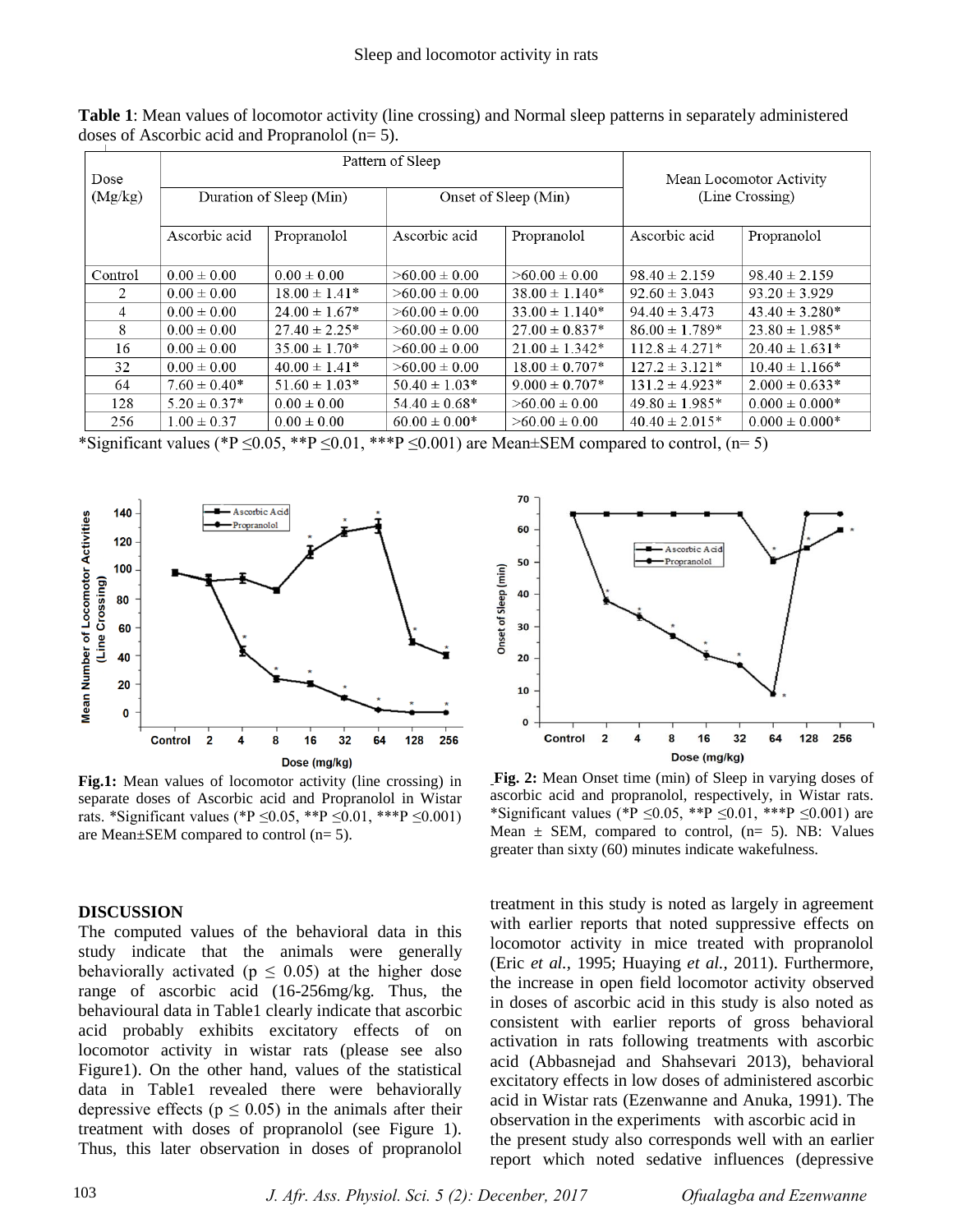**Table 1**: Mean values of locomotor activity (line crossing) and Normal sleep patterns in separately administered doses of Ascorbic acid and Propranolol (n= 5).

| Dose (Mg/kg) | Pattern of Sleep | | | | Mean Locomotor Activity (Line Crossing) | |
|---|---|---|---|---|---|---|
| | Duration of Sleep (Min) | | Onset of Sleep (Min) | | | |
| | Ascorbic acid | Propranolol | Ascorbic acid | Propranolol | Ascorbic acid | Propranolol |
| Control | 0.00 ± 0.00 | 0.00 ± 0.00 | >60.00 ± 0.00 | >60.00 ± 0.00 | 98.40 ± 2.159 | 98.40 ± 2.159 |
| 2 | 0.00 ± 0.00 | 18.00 ± 1.41* | >60.00 ± 0.00 | 38.00 ± 1.140* | 92.60 ± 3.043 | 93.20 ± 3.929 |
| 4 | 0.00 ± 0.00 | 24.00 ± 1.67* | >60.00 ± 0.00 | 33.00 ± 1.140* | 94.40 ± 3.473 | 43.40 ± 3.280* |
| 8 | 0.00 ± 0.00 | 27.40 ± 2.25* | >60.00 ± 0.00 | 27.00 ± 0.837* | 86.00 ± 1.789* | 23.80 ± 1.985* |
| 16 | 0.00 ± 0.00 | 35.00 ± 1.70* | >60.00 ± 0.00 | 21.00 ± 1.342* | 112.8 ± 4.271* | 20.40 ± 1.631* |
| 32 | 0.00 ± 0.00 | 40.00 ± 1.41* | >60.00 ± 0.00 | 18.00 ± 0.707* | 127.2 ± 3.121* | 10.40 ± 1.166* |
| 64 | 7.60 ± 0.40* | 51.60 ± 1.03* | 50.40 ± 1.03* | 9.000 ± 0.707* | 131.2 ± 4.923* | 2.000 ± 0.633* |
| 128 | 5.20 ± 0.37* | 0.00 ± 0.00 | 54.40 ± 0.68* | >60.00 ± 0.00 | 49.80 ± 1.985* | 0.000 ± 0.000* |
| 256 | 1.00 ± 0.37 | 0.00 ± 0.00 | 60.00 ± 0.00* | >60.00 ± 0.00 | 40.40 ± 2.015* | 0.000 ± 0.000* |

*Significant values (*P ≤0.05, **P ≤0.01, ***P ≤0.001) are Mean±SEM compared to control, (n= 5)

**Fig.1:** Mean values of locomotor activity (line crossing) in separate doses of Ascorbic acid and Propranolol in Wistar rats. *Significant values (*P ≤0.05, **P ≤0.01, ***P ≤0.001) are Mean±SEM compared to control (n= 5).

**Fig. 2:** Mean Onset time (min) of Sleep in varying doses of ascorbic acid and propranolol, respectively, in Wistar rats. *Significant values (*P ≤0.05, **P ≤0.01, ***P ≤0.001) are Mean ± SEM, compared to control, (n= 5). NB: Values greater than sixty (60) minutes indicate wakefulness.

## DISCUSSION

The computed values of the behavioral data in this study indicate that the animals were generally behaviorally activated ($p \leq 0.05$) at the higher dose range of ascorbic acid (16-256mg/kg. Thus, the behavioural data in Table1 clearly indicate that ascorbic acid probably exhibits excitatory effects of on locomotor activity in wistar rats (please see also Figure1). On the other hand, values of the statistical data in Table1 revealed there were behaviorally depressive effects ($p \leq 0.05$) in the animals after their treatment with doses of propranolol (see Figure 1). Thus, this later observation in doses of propranolol treatment in this study is noted as largely in agreement with earlier reports that noted suppressive effects on locomotor activity in mice treated with propranolol (Eric *et al.,* 1995; Huaying *et al.,* 2011). Furthermore, the increase in open field locomotor activity observed in doses of ascorbic acid in this study is also noted as consistent with earlier reports of gross behavioral activation in rats following treatments with ascorbic acid (Abbasnejad and Shahsevari 2013), behavioral excitatory effects in low doses of administered ascorbic acid in Wistar rats (Ezenwanne and Anuka, 1991). The observation in the experiments with ascorbic acid in the present study also corresponds well with an earlier report which noted sedative influences (depressive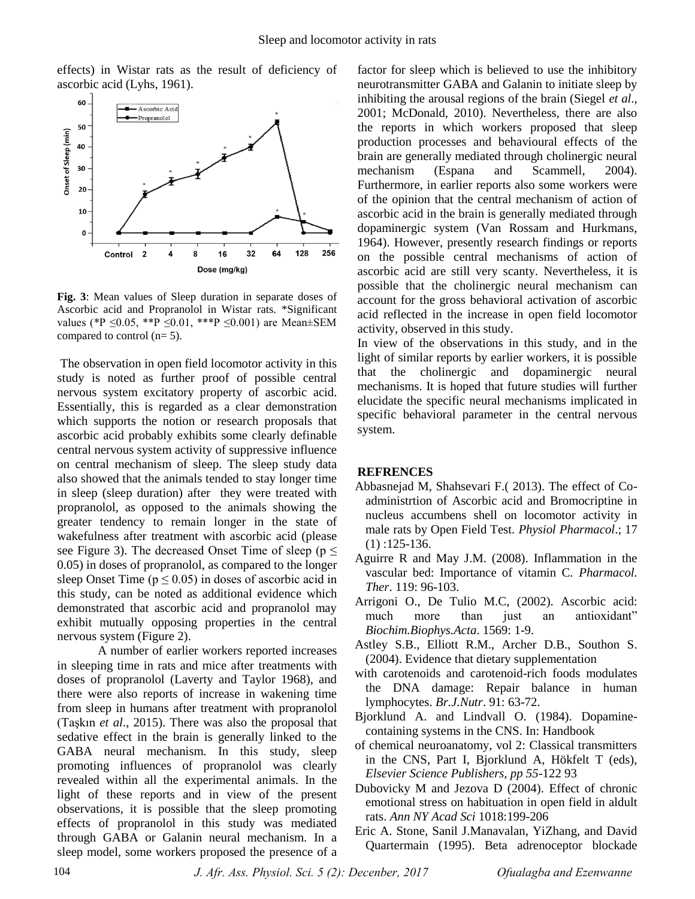effects) in Wistar rats as the result of deficiency of ascorbic acid (Lyhs, 1961).

**Fig. 3**: Mean values of Sleep duration in separate doses of Ascorbic acid and Propranolol in Wistar rats. *Significant values (*P ≤0.05, **P ≤0.01, ***P ≤0.001) are Mean±SEM compared to control (n= 5).

The observation in open field locomotor activity in this study is noted as further proof of possible central nervous system excitatory property of ascorbic acid. Essentially, this is regarded as a clear demonstration which supports the notion or research proposals that ascorbic acid probably exhibits some clearly definable central nervous system activity of suppressive influence on central mechanism of sleep. The sleep study data also showed that the animals tended to stay longer time in sleep (sleep duration) after they were treated with propranolol, as opposed to the animals showing the greater tendency to remain longer in the state of wakefulness after treatment with ascorbic acid (please see Figure 3). The decreased Onset Time of sleep ($p \leq 0.05$) in doses of propranolol, as compared to the longer sleep Onset Time ($p \leq 0.05$) in doses of ascorbic acid in this study, can be noted as additional evidence which demonstrated that ascorbic acid and propranolol may exhibit mutually opposing properties in the central nervous system (Figure 2).

A number of earlier workers reported increases in sleeping time in rats and mice after treatments with doses of propranolol (Laverty and Taylor 1968), and there were also reports of increase in wakening time from sleep in humans after treatment with propranolol (Taşkın *et al*., 2015). There was also the proposal that sedative effect in the brain is generally linked to the GABA neural mechanism. In this study, sleep promoting influences of propranolol was clearly revealed within all the experimental animals. In the light of these reports and in view of the present observations, it is possible that the sleep promoting effects of propranolol in this study was mediated through GABA or Galanin neural mechanism. In a sleep model, some workers proposed the presence of a factor for sleep which is believed to use the inhibitory neurotransmitter GABA and Galanin to initiate sleep by inhibiting the arousal regions of the brain (Siegel *et al*., 2001; McDonald, 2010). Nevertheless, there are also the reports in which workers proposed that sleep production processes and behavioural effects of the brain are generally mediated through cholinergic neural mechanism (Espana and Scammell, 2004). Furthermore, in earlier reports also some workers were of the opinion that the central mechanism of action of ascorbic acid in the brain is generally mediated through dopaminergic system (Van Rossam and Hurkmans, 1964). However, presently research findings or reports on the possible central mechanisms of action of ascorbic acid are still very scanty. Nevertheless, it is possible that the cholinergic neural mechanism can account for the gross behavioral activation of ascorbic acid reflected in the increase in open field locomotor activity, observed in this study.

In view of the observations in this study, and in the light of similar reports by earlier workers, it is possible that the cholinergic and dopaminergic neural mechanisms. It is hoped that future studies will further elucidate the specific neural mechanisms implicated in specific behavioral parameter in the central nervous system.

## REFRENCES

Abbasnejad M, Shahsevari F.( 2013). The effect of Co-administrtion of Ascorbic acid and Bromocriptine in nucleus accumbens shell on locomotor activity in male rats by Open Field Test. *Physiol Pharmacol*.; 17 (1) :125-136.

Aguirre R and May J.M. (2008). Inflammation in the vascular bed: Importance of vitamin C. *Pharmacol. Ther*. 119: 96-103.

Arrigoni O., De Tulio M.C, (2002). Ascorbic acid: much more than just an antioxidant" *Biochim.Biophys.Acta*. 1569: 1-9.

Astley S.B., Elliott R.M., Archer D.B., Southon S. (2004). Evidence that dietary supplementation with carotenoids and carotenoid-rich foods modulates the DNA damage: Repair balance in human lymphocytes. *Br.J.Nutr*. 91: 63-72.

Bjorklund A. and Lindvall O. (1984). Dopamine-containing systems in the CNS. In: Handbook of chemical neuroanatomy, vol 2: Classical transmitters in the CNS, Part I, Bjorklund A, Hökfelt T (eds), *Elsevier Science Publishers, pp 55*-122 93

Dubovicky M and Jezova D (2004). Effect of chronic emotional stress on habituation in open field in aldult rats. *Ann NY Acad Sci* 1018:199-206

Eric A. Stone, Sanil J.Manavalan, YiZhang, and David Quartermain (1995). Beta adrenoceptor blockade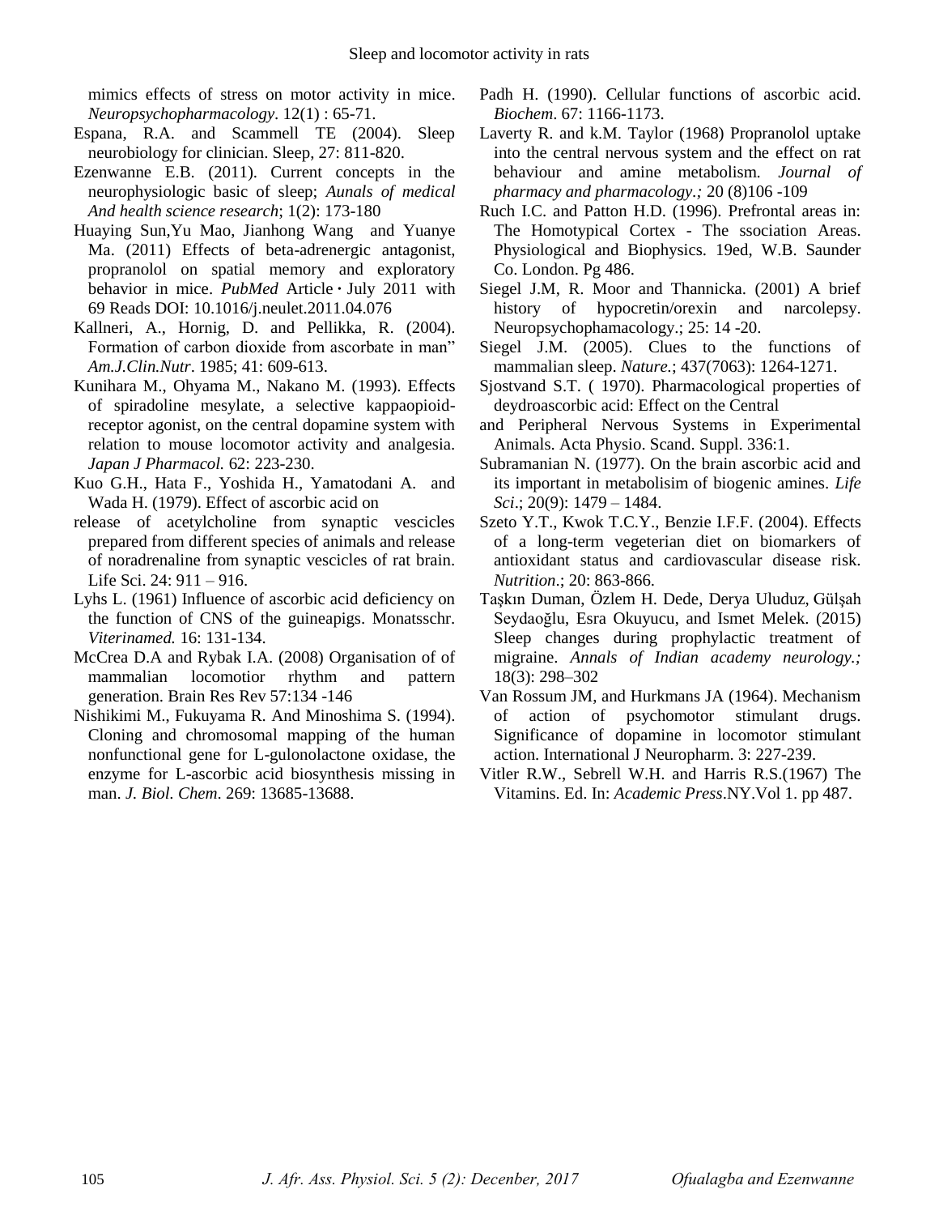mimics effects of stress on motor activity in mice. *Neuropsychopharmacology*. 12(1) : 65-71.

Espana, R.A. and Scammell TE (2004). Sleep neurobiology for clinician. Sleep, 27: 811-820.

Ezenwanne E.B. (2011). Current concepts in the neurophysiologic basic of sleep; *Aunals of medical And health science research*; 1(2): 173-180

Huaying Sun,Yu Mao, Jianhong Wang and Yuanye Ma. (2011) Effects of beta-adrenergic antagonist, propranolol on spatial memory and exploratory behavior in mice. *PubMed* Article · July 2011 with 69 Reads DOI: 10.1016/j.neulet.2011.04.076

Kallneri, A., Hornig, D. and Pellikka, R. (2004). Formation of carbon dioxide from ascorbate in man" *Am.J.Clin.Nutr*. 1985; 41: 609-613.

Kunihara M., Ohyama M., Nakano M. (1993). Effects of spiradoline mesylate, a selective kappaopioid-receptor agonist, on the central dopamine system with relation to mouse locomotor activity and analgesia. *Japan J Pharmacol.* 62: 223-230.

Kuo G.H., Hata F., Yoshida H., Yamatodani A. and Wada H. (1979). Effect of ascorbic acid on release of acetylcholine from synaptic vescicles prepared from different species of animals and release of noradrenaline from synaptic vescicles of rat brain. Life Sci. 24: 911 – 916.

Lyhs L. (1961) Influence of ascorbic acid deficiency on the function of CNS of the guineapigs. Monatsschr. *Viterinamed.* 16: 131-134.

McCrea D.A and Rybak I.A. (2008) Organisation of of mammalian locomotior rhythm and pattern generation. Brain Res Rev 57:134 -146

Nishikimi M., Fukuyama R. And Minoshima S. (1994). Cloning and chromosomal mapping of the human nonfunctional gene for L-gulonolactone oxidase, the enzyme for L-ascorbic acid biosynthesis missing in man. *J. Biol. Chem*. 269: 13685-13688.

Padh H. (1990). Cellular functions of ascorbic acid. *Biochem*. 67: 1166-1173.

Laverty R. and k.M. Taylor (1968) Propranolol uptake into the central nervous system and the effect on rat behaviour and amine metabolism. *Journal of pharmacy and pharmacology.;* 20 (8)106 -109

Ruch I.C. and Patton H.D. (1996). Prefrontal areas in: The Homotypical Cortex - The ssociation Areas. Physiological and Biophysics. 19ed, W.B. Saunder Co. London. Pg 486.

Siegel J.M, R. Moor and Thannicka. (2001) A brief history of hypocretin/orexin and narcolepsy. Neuropsychophamacology.; 25: 14 -20.

Siegel J.M. (2005). Clues to the functions of mammalian sleep. *Nature.*; 437(7063): 1264-1271.

Sjostvand S.T. ( 1970). Pharmacological properties of deydroascorbic acid: Effect on the Central and Peripheral Nervous Systems in Experimental Animals. Acta Physio. Scand. Suppl. 336:1.

Subramanian N. (1977). On the brain ascorbic acid and its important in metabolisim of biogenic amines. *Life Sci*.; 20(9): 1479 – 1484.

Szeto Y.T., Kwok T.C.Y., Benzie I.F.F. (2004). Effects of a long-term vegeterian diet on biomarkers of antioxidant status and cardiovascular disease risk. *Nutrition*.; 20: 863-866.

Taşkın Duman, Özlem H. Dede, Derya Uluduz, Gülşah Seydaoğlu, Esra Okuyucu, and Ismet Melek. (2015) Sleep changes during prophylactic treatment of migraine. *Annals of Indian academy neurology.;* 18(3): 298–302

Van Rossum JM, and Hurkmans JA (1964). Mechanism of action of psychomotor stimulant drugs. Significance of dopamine in locomotor stimulant action. International J Neuropharm. 3: 227-239.

Vitler R.W., Sebrell W.H. and Harris R.S.(1967) The Vitamins. Ed. In: *Academic Press*.NY.Vol 1. pp 487.